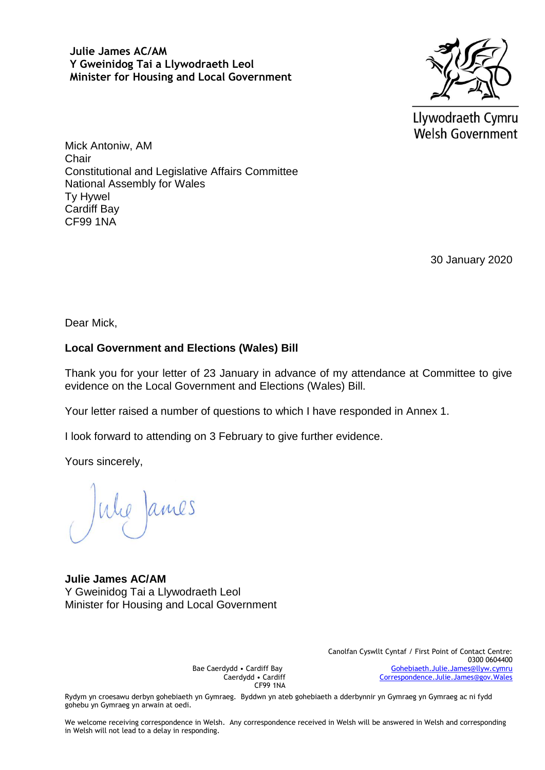**Julie James AC/AM**
**Y Gweinidog Tai a Llywodraeth Leol**
**Minister for Housing and Local Government**

Llywodraeth Cymru
Welsh Government

Mick Antoniw, AM
Chair
Constitutional and Legislative Affairs Committee
National Assembly for Wales
Ty Hywel
Cardiff Bay
CF99 1NA

30 January 2020

Dear Mick,

**Local Government and Elections (Wales) Bill**

Thank you for your letter of 23 January in advance of my attendance at Committee to give evidence on the Local Government and Elections (Wales) Bill.

Your letter raised a number of questions to which I have responded in Annex 1.

I look forward to attending on 3 February to give further evidence.

Yours sincerely,

Julie James

**Julie James AC/AM**
Y Gweinidog Tai a Llywodraeth Leol
Minister for Housing and Local Government

Bae Caerdydd • Cardiff Bay
Caerdydd • Cardiff
CF99 1NA

Canolfan Cyswllt Cyntaf / First Point of Contact Centre:
0300 0604400
Gohebiaeth.Julie.James@llyw.cymru
Correspondence.Julie.James@gov.Wales

Rydym yn croesawu derbyn gohebiaeth yn Gymraeg. Byddwn yn ateb gohebiaeth a dderbynnir yn Gymraeg yn Gymraeg ac ni fydd gohebu yn Gymraeg yn arwain at oedi.

We welcome receiving correspondence in Welsh. Any correspondence received in Welsh will be answered in Welsh and corresponding in Welsh will not lead to a delay in responding.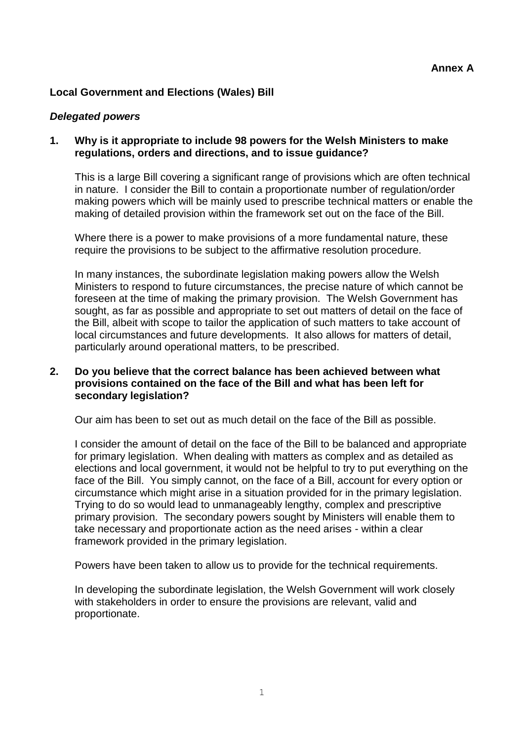**Annex A**

**Local Government and Elections (Wales) Bill**

***Delegated powers***

**1. Why is it appropriate to include 98 powers for the Welsh Ministers to make regulations, orders and directions, and to issue guidance?**

This is a large Bill covering a significant range of provisions which are often technical in nature. I consider the Bill to contain a proportionate number of regulation/order making powers which will be mainly used to prescribe technical matters or enable the making of detailed provision within the framework set out on the face of the Bill.

Where there is a power to make provisions of a more fundamental nature, these require the provisions to be subject to the affirmative resolution procedure.

In many instances, the subordinate legislation making powers allow the Welsh Ministers to respond to future circumstances, the precise nature of which cannot be foreseen at the time of making the primary provision. The Welsh Government has sought, as far as possible and appropriate to set out matters of detail on the face of the Bill, albeit with scope to tailor the application of such matters to take account of local circumstances and future developments. It also allows for matters of detail, particularly around operational matters, to be prescribed.

**2. Do you believe that the correct balance has been achieved between what provisions contained on the face of the Bill and what has been left for secondary legislation?**

Our aim has been to set out as much detail on the face of the Bill as possible.

I consider the amount of detail on the face of the Bill to be balanced and appropriate for primary legislation. When dealing with matters as complex and as detailed as elections and local government, it would not be helpful to try to put everything on the face of the Bill. You simply cannot, on the face of a Bill, account for every option or circumstance which might arise in a situation provided for in the primary legislation. Trying to do so would lead to unmanageably lengthy, complex and prescriptive primary provision. The secondary powers sought by Ministers will enable them to take necessary and proportionate action as the need arises - within a clear framework provided in the primary legislation.

Powers have been taken to allow us to provide for the technical requirements.

In developing the subordinate legislation, the Welsh Government will work closely with stakeholders in order to ensure the provisions are relevant, valid and proportionate.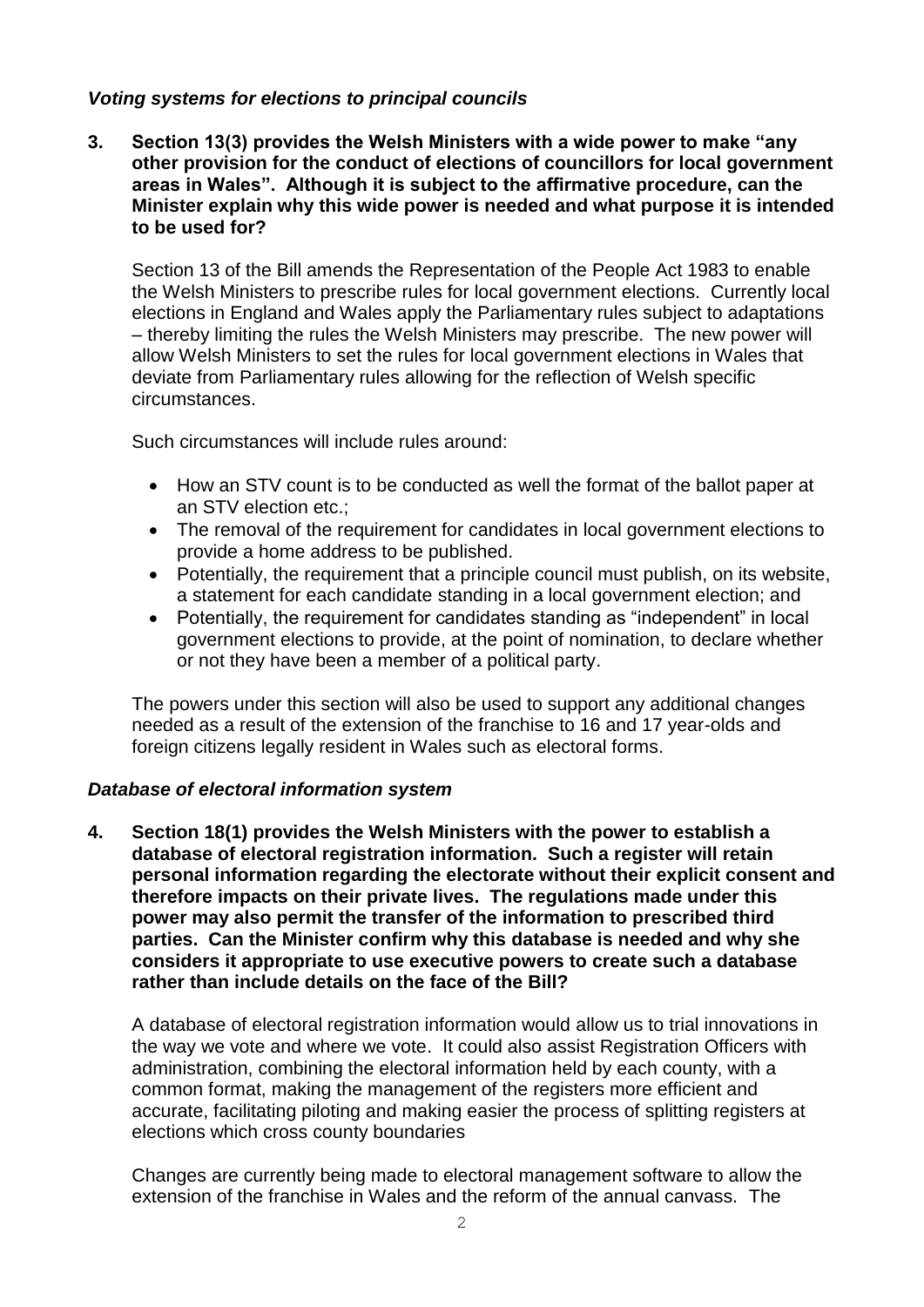### *Voting systems for elections to principal councils*

**3. Section 13(3) provides the Welsh Ministers with a wide power to make "any other provision for the conduct of elections of councillors for local government areas in Wales". Although it is subject to the affirmative procedure, can the Minister explain why this wide power is needed and what purpose it is intended to be used for?**

Section 13 of the Bill amends the Representation of the People Act 1983 to enable the Welsh Ministers to prescribe rules for local government elections. Currently local elections in England and Wales apply the Parliamentary rules subject to adaptations – thereby limiting the rules the Welsh Ministers may prescribe. The new power will allow Welsh Ministers to set the rules for local government elections in Wales that deviate from Parliamentary rules allowing for the reflection of Welsh specific circumstances.

Such circumstances will include rules around:

- How an STV count is to be conducted as well the format of the ballot paper at an STV election etc.;
- The removal of the requirement for candidates in local government elections to provide a home address to be published.
- Potentially, the requirement that a principle council must publish, on its website, a statement for each candidate standing in a local government election; and
- Potentially, the requirement for candidates standing as "independent" in local government elections to provide, at the point of nomination, to declare whether or not they have been a member of a political party.

The powers under this section will also be used to support any additional changes needed as a result of the extension of the franchise to 16 and 17 year-olds and foreign citizens legally resident in Wales such as electoral forms.

### *Database of electoral information system*

**4. Section 18(1) provides the Welsh Ministers with the power to establish a database of electoral registration information. Such a register will retain personal information regarding the electorate without their explicit consent and therefore impacts on their private lives. The regulations made under this power may also permit the transfer of the information to prescribed third parties. Can the Minister confirm why this database is needed and why she considers it appropriate to use executive powers to create such a database rather than include details on the face of the Bill?**

A database of electoral registration information would allow us to trial innovations in the way we vote and where we vote. It could also assist Registration Officers with administration, combining the electoral information held by each county, with a common format, making the management of the registers more efficient and accurate, facilitating piloting and making easier the process of splitting registers at elections which cross county boundaries

Changes are currently being made to electoral management software to allow the extension of the franchise in Wales and the reform of the annual canvass. The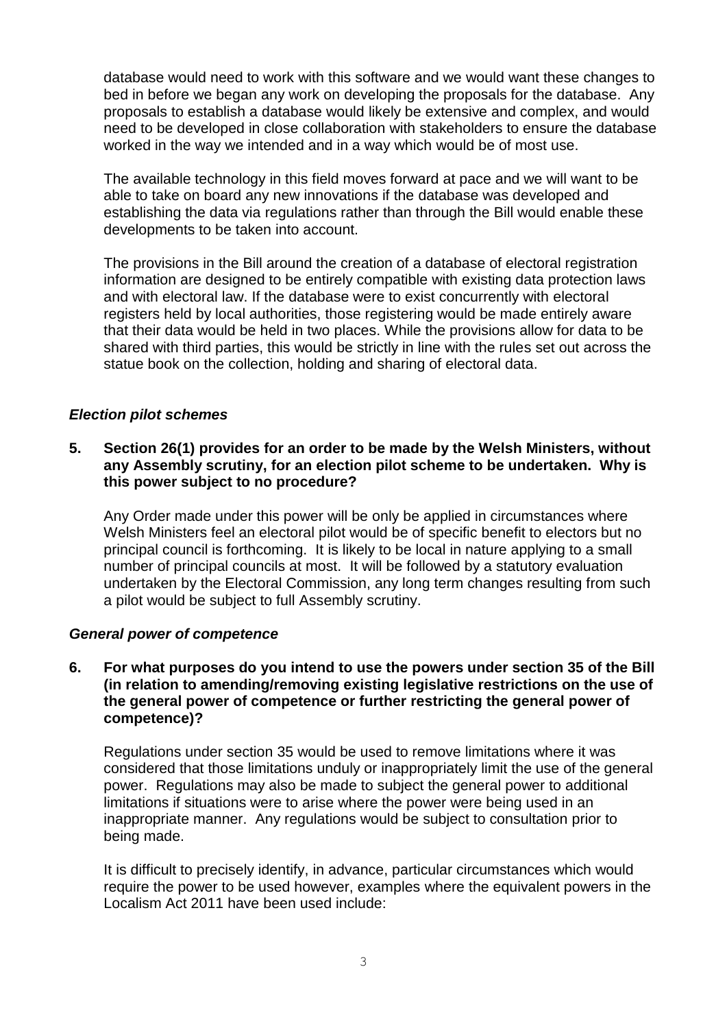database would need to work with this software and we would want these changes to bed in before we began any work on developing the proposals for the database. Any proposals to establish a database would likely be extensive and complex, and would need to be developed in close collaboration with stakeholders to ensure the database worked in the way we intended and in a way which would be of most use.

The available technology in this field moves forward at pace and we will want to be able to take on board any new innovations if the database was developed and establishing the data via regulations rather than through the Bill would enable these developments to be taken into account.

The provisions in the Bill around the creation of a database of electoral registration information are designed to be entirely compatible with existing data protection laws and with electoral law. If the database were to exist concurrently with electoral registers held by local authorities, those registering would be made entirely aware that their data would be held in two places. While the provisions allow for data to be shared with third parties, this would be strictly in line with the rules set out across the statue book on the collection, holding and sharing of electoral data.

### *Election pilot schemes*

**5. Section 26(1) provides for an order to be made by the Welsh Ministers, without any Assembly scrutiny, for an election pilot scheme to be undertaken. Why is this power subject to no procedure?**

Any Order made under this power will be only be applied in circumstances where Welsh Ministers feel an electoral pilot would be of specific benefit to electors but no principal council is forthcoming. It is likely to be local in nature applying to a small number of principal councils at most. It will be followed by a statutory evaluation undertaken by the Electoral Commission, any long term changes resulting from such a pilot would be subject to full Assembly scrutiny.

### *General power of competence*

**6. For what purposes do you intend to use the powers under section 35 of the Bill (in relation to amending/removing existing legislative restrictions on the use of the general power of competence or further restricting the general power of competence)?**

Regulations under section 35 would be used to remove limitations where it was considered that those limitations unduly or inappropriately limit the use of the general power. Regulations may also be made to subject the general power to additional limitations if situations were to arise where the power were being used in an inappropriate manner. Any regulations would be subject to consultation prior to being made.

It is difficult to precisely identify, in advance, particular circumstances which would require the power to be used however, examples where the equivalent powers in the Localism Act 2011 have been used include: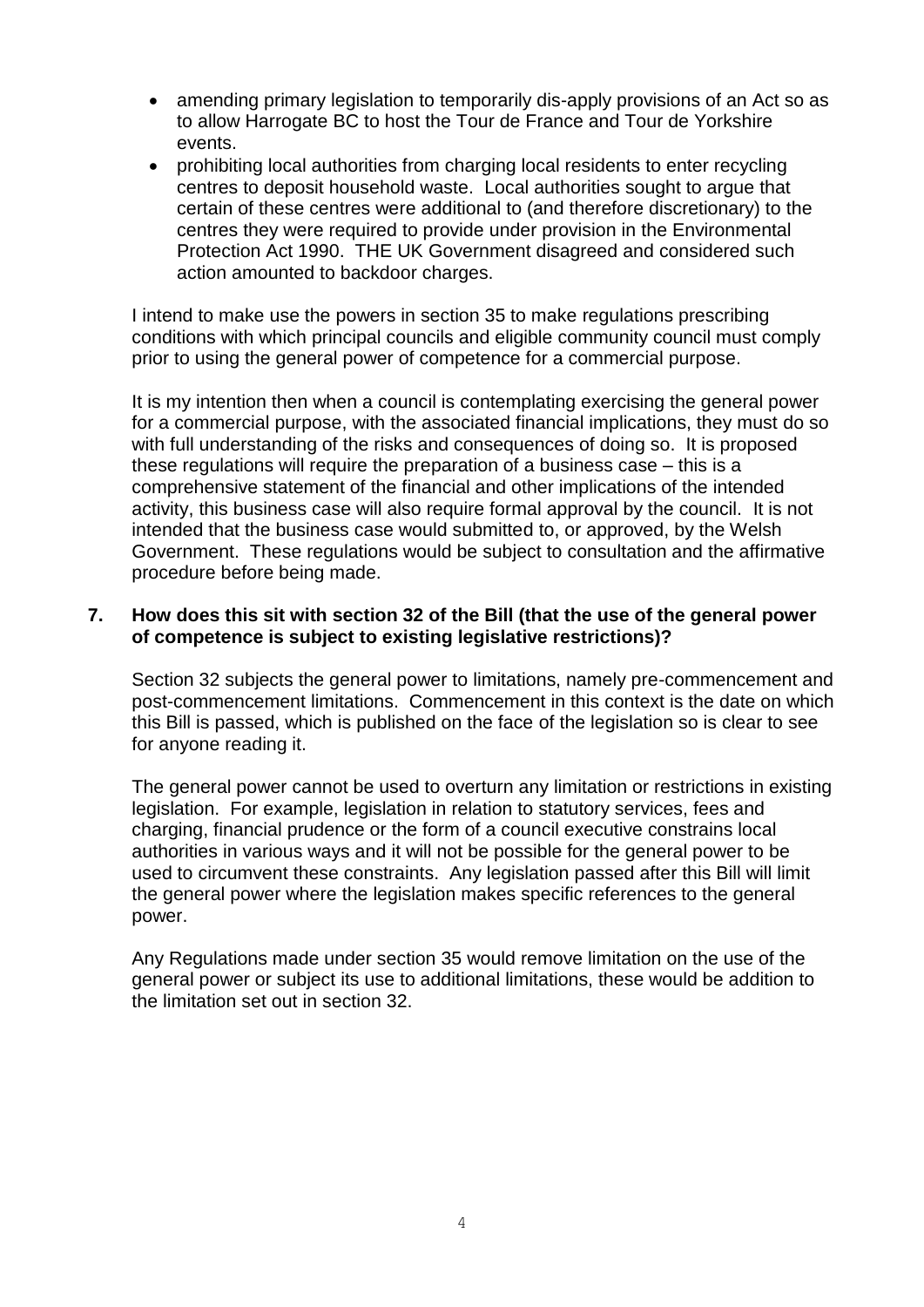- amending primary legislation to temporarily dis-apply provisions of an Act so as to allow Harrogate BC to host the Tour de France and Tour de Yorkshire events.
- prohibiting local authorities from charging local residents to enter recycling centres to deposit household waste. Local authorities sought to argue that certain of these centres were additional to (and therefore discretionary) to the centres they were required to provide under provision in the Environmental Protection Act 1990. THE UK Government disagreed and considered such action amounted to backdoor charges.

I intend to make use the powers in section 35 to make regulations prescribing conditions with which principal councils and eligible community council must comply prior to using the general power of competence for a commercial purpose.

It is my intention then when a council is contemplating exercising the general power for a commercial purpose, with the associated financial implications, they must do so with full understanding of the risks and consequences of doing so. It is proposed these regulations will require the preparation of a business case – this is a comprehensive statement of the financial and other implications of the intended activity, this business case will also require formal approval by the council. It is not intended that the business case would submitted to, or approved, by the Welsh Government. These regulations would be subject to consultation and the affirmative procedure before being made.

**7. How does this sit with section 32 of the Bill (that the use of the general power of competence is subject to existing legislative restrictions)?**

Section 32 subjects the general power to limitations, namely pre-commencement and post-commencement limitations. Commencement in this context is the date on which this Bill is passed, which is published on the face of the legislation so is clear to see for anyone reading it.

The general power cannot be used to overturn any limitation or restrictions in existing legislation. For example, legislation in relation to statutory services, fees and charging, financial prudence or the form of a council executive constrains local authorities in various ways and it will not be possible for the general power to be used to circumvent these constraints. Any legislation passed after this Bill will limit the general power where the legislation makes specific references to the general power.

Any Regulations made under section 35 would remove limitation on the use of the general power or subject its use to additional limitations, these would be addition to the limitation set out in section 32.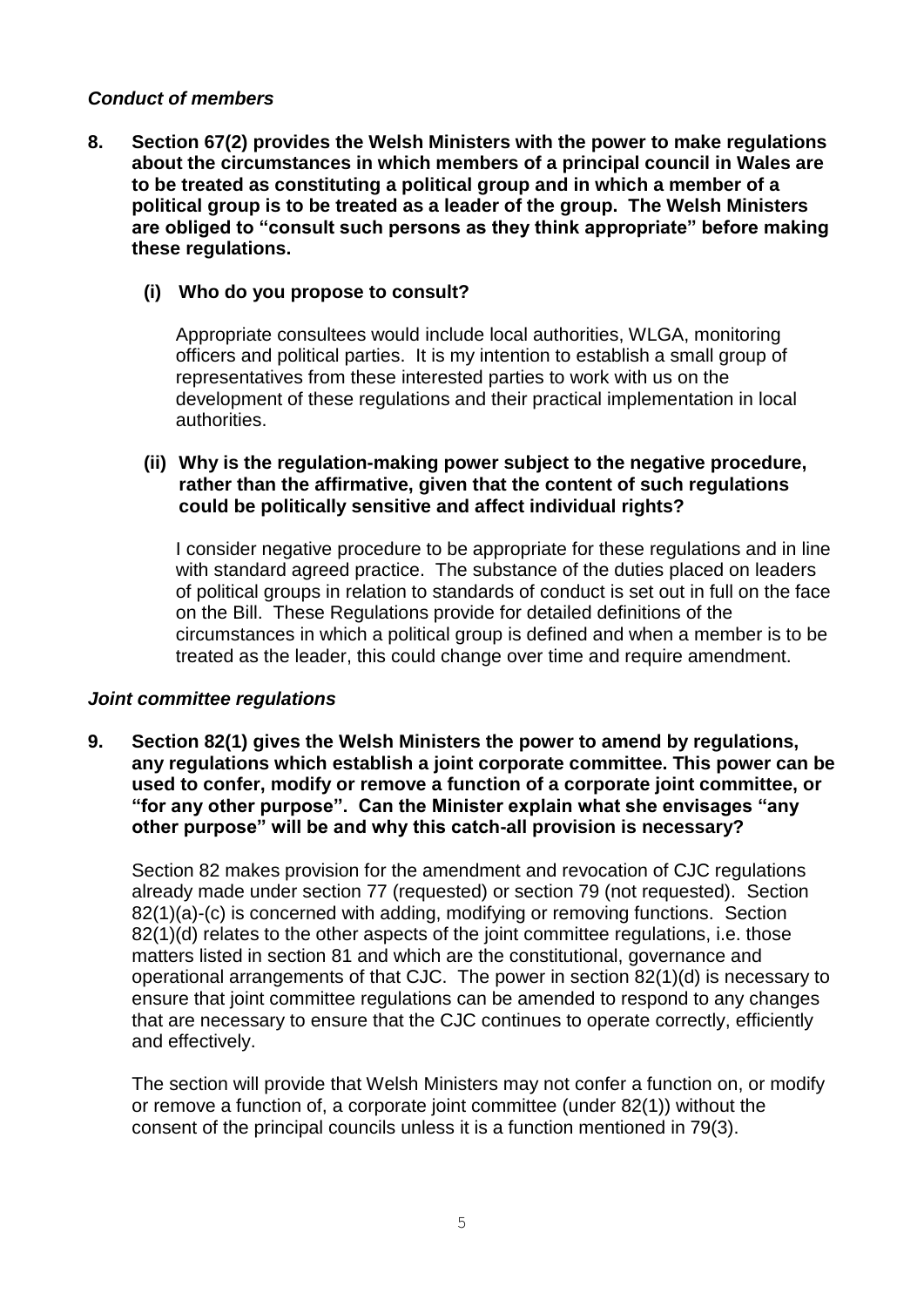### *Conduct of members*

**8. Section 67(2) provides the Welsh Ministers with the power to make regulations about the circumstances in which members of a principal council in Wales are to be treated as constituting a political group and in which a member of a political group is to be treated as a leader of the group. The Welsh Ministers are obliged to "consult such persons as they think appropriate" before making these regulations.**

**(i) Who do you propose to consult?**

Appropriate consultees would include local authorities, WLGA, monitoring officers and political parties. It is my intention to establish a small group of representatives from these interested parties to work with us on the development of these regulations and their practical implementation in local authorities.

**(ii) Why is the regulation-making power subject to the negative procedure, rather than the affirmative, given that the content of such regulations could be politically sensitive and affect individual rights?**

I consider negative procedure to be appropriate for these regulations and in line with standard agreed practice. The substance of the duties placed on leaders of political groups in relation to standards of conduct is set out in full on the face on the Bill. These Regulations provide for detailed definitions of the circumstances in which a political group is defined and when a member is to be treated as the leader, this could change over time and require amendment.

### *Joint committee regulations*

**9. Section 82(1) gives the Welsh Ministers the power to amend by regulations, any regulations which establish a joint corporate committee. This power can be used to confer, modify or remove a function of a corporate joint committee, or "for any other purpose". Can the Minister explain what she envisages "any other purpose" will be and why this catch-all provision is necessary?**

Section 82 makes provision for the amendment and revocation of CJC regulations already made under section 77 (requested) or section 79 (not requested). Section 82(1)(a)-(c) is concerned with adding, modifying or removing functions. Section 82(1)(d) relates to the other aspects of the joint committee regulations, i.e. those matters listed in section 81 and which are the constitutional, governance and operational arrangements of that CJC. The power in section 82(1)(d) is necessary to ensure that joint committee regulations can be amended to respond to any changes that are necessary to ensure that the CJC continues to operate correctly, efficiently and effectively.

The section will provide that Welsh Ministers may not confer a function on, or modify or remove a function of, a corporate joint committee (under 82(1)) without the consent of the principal councils unless it is a function mentioned in 79(3).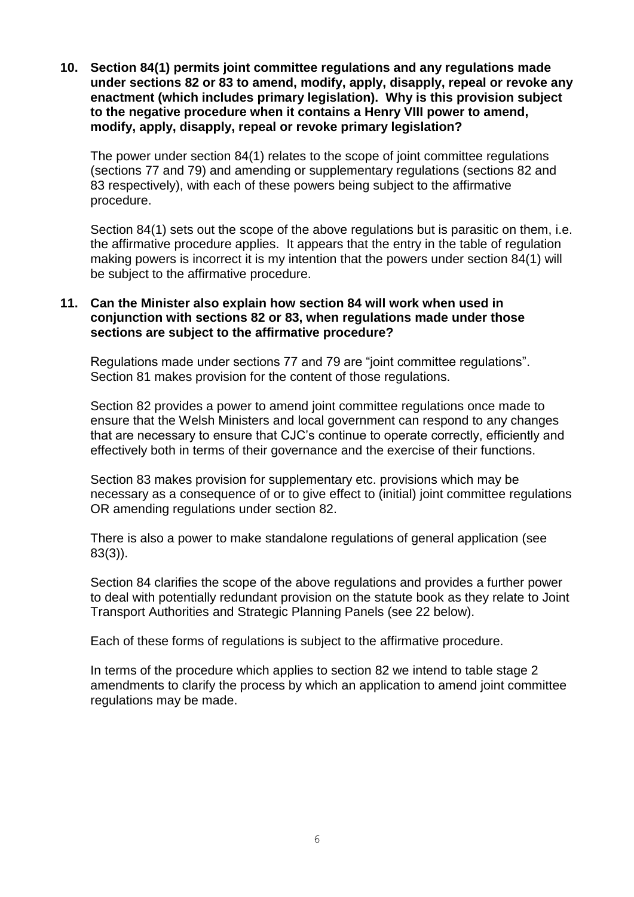**10. Section 84(1) permits joint committee regulations and any regulations made under sections 82 or 83 to amend, modify, apply, disapply, repeal or revoke any enactment (which includes primary legislation). Why is this provision subject to the negative procedure when it contains a Henry VIII power to amend, modify, apply, disapply, repeal or revoke primary legislation?**

The power under section 84(1) relates to the scope of joint committee regulations (sections 77 and 79) and amending or supplementary regulations (sections 82 and 83 respectively), with each of these powers being subject to the affirmative procedure.

Section 84(1) sets out the scope of the above regulations but is parasitic on them, i.e. the affirmative procedure applies. It appears that the entry in the table of regulation making powers is incorrect it is my intention that the powers under section 84(1) will be subject to the affirmative procedure.

**11. Can the Minister also explain how section 84 will work when used in conjunction with sections 82 or 83, when regulations made under those sections are subject to the affirmative procedure?**

Regulations made under sections 77 and 79 are "joint committee regulations". Section 81 makes provision for the content of those regulations.

Section 82 provides a power to amend joint committee regulations once made to ensure that the Welsh Ministers and local government can respond to any changes that are necessary to ensure that CJC's continue to operate correctly, efficiently and effectively both in terms of their governance and the exercise of their functions.

Section 83 makes provision for supplementary etc. provisions which may be necessary as a consequence of or to give effect to (initial) joint committee regulations OR amending regulations under section 82.

There is also a power to make standalone regulations of general application (see 83(3)).

Section 84 clarifies the scope of the above regulations and provides a further power to deal with potentially redundant provision on the statute book as they relate to Joint Transport Authorities and Strategic Planning Panels (see 22 below).

Each of these forms of regulations is subject to the affirmative procedure.

In terms of the procedure which applies to section 82 we intend to table stage 2 amendments to clarify the process by which an application to amend joint committee regulations may be made.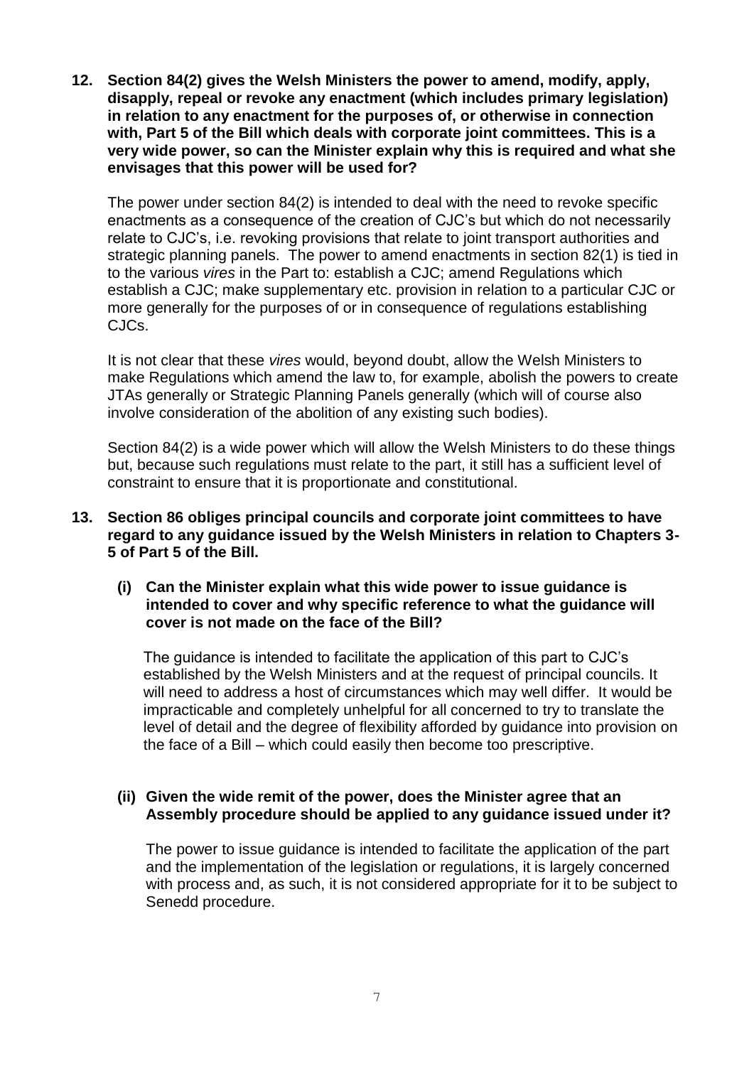**12. Section 84(2) gives the Welsh Ministers the power to amend, modify, apply, disapply, repeal or revoke any enactment (which includes primary legislation) in relation to any enactment for the purposes of, or otherwise in connection with, Part 5 of the Bill which deals with corporate joint committees. This is a very wide power, so can the Minister explain why this is required and what she envisages that this power will be used for?**

The power under section 84(2) is intended to deal with the need to revoke specific enactments as a consequence of the creation of CJC's but which do not necessarily relate to CJC's, i.e. revoking provisions that relate to joint transport authorities and strategic planning panels. The power to amend enactments in section 82(1) is tied in to the various *vires* in the Part to: establish a CJC; amend Regulations which establish a CJC; make supplementary etc. provision in relation to a particular CJC or more generally for the purposes of or in consequence of regulations establishing CJCs.

It is not clear that these *vires* would, beyond doubt, allow the Welsh Ministers to make Regulations which amend the law to, for example, abolish the powers to create JTAs generally or Strategic Planning Panels generally (which will of course also involve consideration of the abolition of any existing such bodies).

Section 84(2) is a wide power which will allow the Welsh Ministers to do these things but, because such regulations must relate to the part, it still has a sufficient level of constraint to ensure that it is proportionate and constitutional.

**13. Section 86 obliges principal councils and corporate joint committees to have regard to any guidance issued by the Welsh Ministers in relation to Chapters 3-5 of Part 5 of the Bill.**

**(i) Can the Minister explain what this wide power to issue guidance is intended to cover and why specific reference to what the guidance will cover is not made on the face of the Bill?**

The guidance is intended to facilitate the application of this part to CJC's established by the Welsh Ministers and at the request of principal councils. It will need to address a host of circumstances which may well differ. It would be impracticable and completely unhelpful for all concerned to try to translate the level of detail and the degree of flexibility afforded by guidance into provision on the face of a Bill – which could easily then become too prescriptive.

**(ii) Given the wide remit of the power, does the Minister agree that an Assembly procedure should be applied to any guidance issued under it?**

The power to issue guidance is intended to facilitate the application of the part and the implementation of the legislation or regulations, it is largely concerned with process and, as such, it is not considered appropriate for it to be subject to Senedd procedure.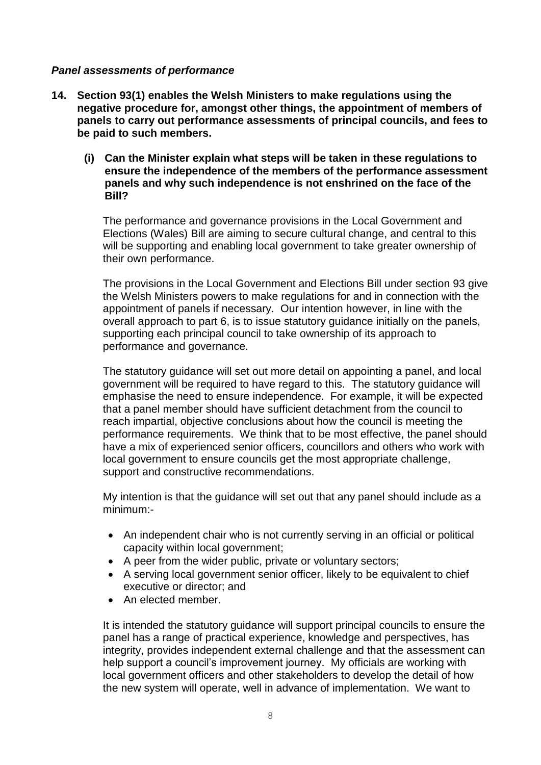### ***Panel assessments of performance***

**14. Section 93(1) enables the Welsh Ministers to make regulations using the negative procedure for, amongst other things, the appointment of members of panels to carry out performance assessments of principal councils, and fees to be paid to such members.**

**(i) Can the Minister explain what steps will be taken in these regulations to ensure the independence of the members of the performance assessment panels and why such independence is not enshrined on the face of the Bill?**

The performance and governance provisions in the Local Government and Elections (Wales) Bill are aiming to secure cultural change, and central to this will be supporting and enabling local government to take greater ownership of their own performance.

The provisions in the Local Government and Elections Bill under section 93 give the Welsh Ministers powers to make regulations for and in connection with the appointment of panels if necessary. Our intention however, in line with the overall approach to part 6, is to issue statutory guidance initially on the panels, supporting each principal council to take ownership of its approach to performance and governance.

The statutory guidance will set out more detail on appointing a panel, and local government will be required to have regard to this. The statutory guidance will emphasise the need to ensure independence. For example, it will be expected that a panel member should have sufficient detachment from the council to reach impartial, objective conclusions about how the council is meeting the performance requirements. We think that to be most effective, the panel should have a mix of experienced senior officers, councillors and others who work with local government to ensure councils get the most appropriate challenge, support and constructive recommendations.

My intention is that the guidance will set out that any panel should include as a minimum:-

- An independent chair who is not currently serving in an official or political capacity within local government;
- A peer from the wider public, private or voluntary sectors;
- A serving local government senior officer, likely to be equivalent to chief executive or director; and
- An elected member.

It is intended the statutory guidance will support principal councils to ensure the panel has a range of practical experience, knowledge and perspectives, has integrity, provides independent external challenge and that the assessment can help support a council's improvement journey. My officials are working with local government officers and other stakeholders to develop the detail of how the new system will operate, well in advance of implementation. We want to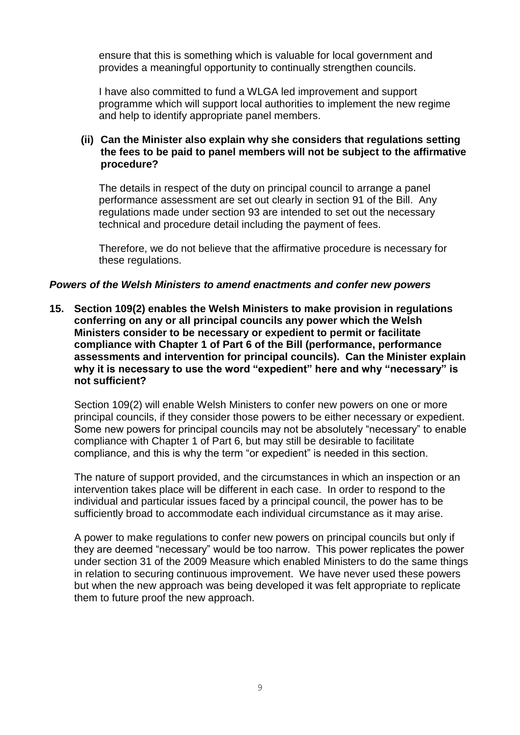ensure that this is something which is valuable for local government and provides a meaningful opportunity to continually strengthen councils.

I have also committed to fund a WLGA led improvement and support programme which will support local authorities to implement the new regime and help to identify appropriate panel members.

**(ii) Can the Minister also explain why she considers that regulations setting the fees to be paid to panel members will not be subject to the affirmative procedure?**

The details in respect of the duty on principal council to arrange a panel performance assessment are set out clearly in section 91 of the Bill. Any regulations made under section 93 are intended to set out the necessary technical and procedure detail including the payment of fees.

Therefore, we do not believe that the affirmative procedure is necessary for these regulations.

***Powers of the Welsh Ministers to amend enactments and confer new powers***

**15. Section 109(2) enables the Welsh Ministers to make provision in regulations conferring on any or all principal councils any power which the Welsh Ministers consider to be necessary or expedient to permit or facilitate compliance with Chapter 1 of Part 6 of the Bill (performance, performance assessments and intervention for principal councils). Can the Minister explain why it is necessary to use the word "expedient" here and why "necessary" is not sufficient?**

Section 109(2) will enable Welsh Ministers to confer new powers on one or more principal councils, if they consider those powers to be either necessary or expedient. Some new powers for principal councils may not be absolutely "necessary" to enable compliance with Chapter 1 of Part 6, but may still be desirable to facilitate compliance, and this is why the term "or expedient" is needed in this section.

The nature of support provided, and the circumstances in which an inspection or an intervention takes place will be different in each case. In order to respond to the individual and particular issues faced by a principal council, the power has to be sufficiently broad to accommodate each individual circumstance as it may arise.

A power to make regulations to confer new powers on principal councils but only if they are deemed "necessary" would be too narrow. This power replicates the power under section 31 of the 2009 Measure which enabled Ministers to do the same things in relation to securing continuous improvement. We have never used these powers but when the new approach was being developed it was felt appropriate to replicate them to future proof the new approach.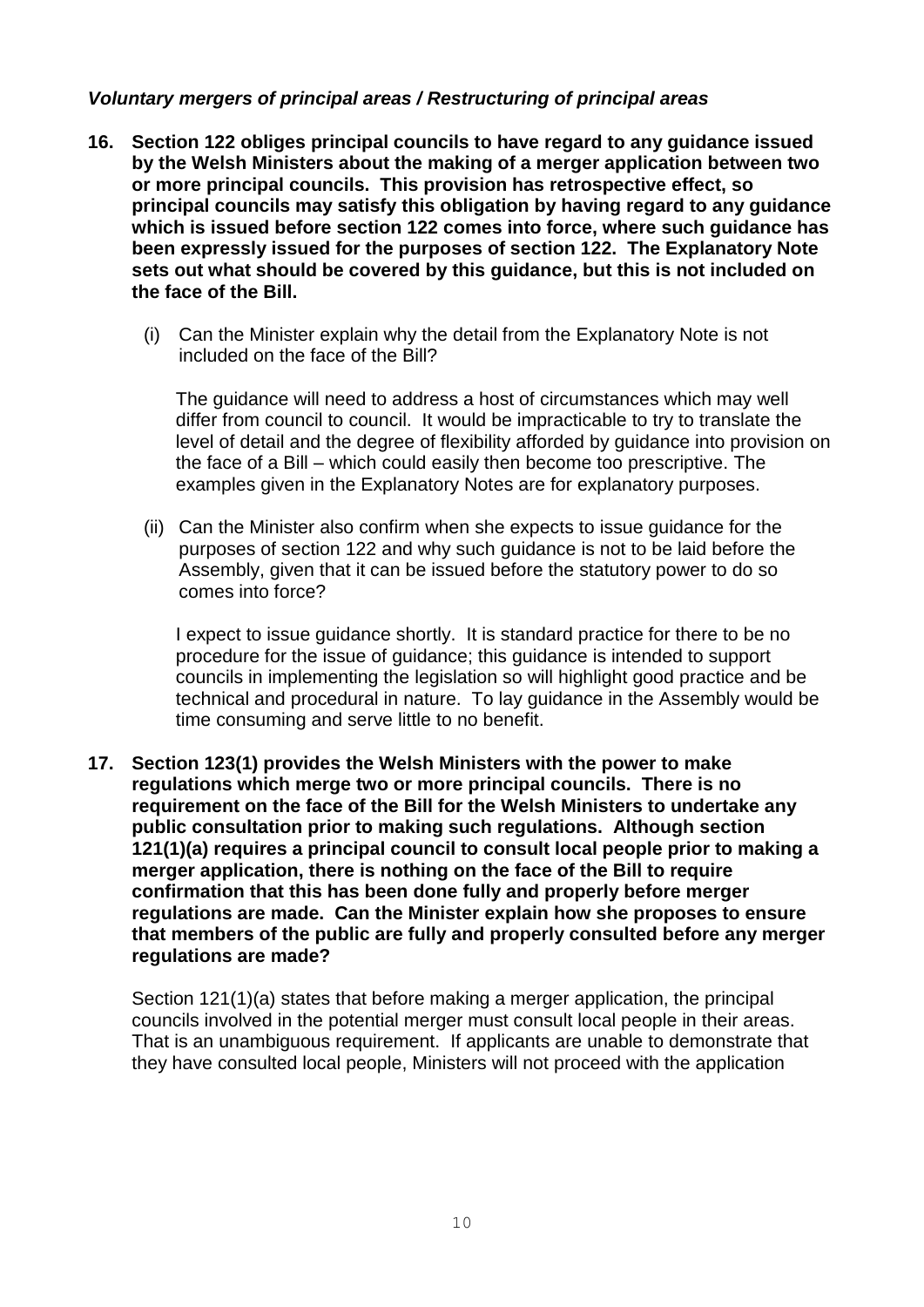***Voluntary mergers of principal areas / Restructuring of principal areas***

**16. Section 122 obliges principal councils to have regard to any guidance issued by the Welsh Ministers about the making of a merger application between two or more principal councils. This provision has retrospective effect, so principal councils may satisfy this obligation by having regard to any guidance which is issued before section 122 comes into force, where such guidance has been expressly issued for the purposes of section 122. The Explanatory Note sets out what should be covered by this guidance, but this is not included on the face of the Bill.**

(i) Can the Minister explain why the detail from the Explanatory Note is not included on the face of the Bill?

The guidance will need to address a host of circumstances which may well differ from council to council. It would be impracticable to try to translate the level of detail and the degree of flexibility afforded by guidance into provision on the face of a Bill – which could easily then become too prescriptive. The examples given in the Explanatory Notes are for explanatory purposes.

(ii) Can the Minister also confirm when she expects to issue guidance for the purposes of section 122 and why such guidance is not to be laid before the Assembly, given that it can be issued before the statutory power to do so comes into force?

I expect to issue guidance shortly. It is standard practice for there to be no procedure for the issue of guidance; this guidance is intended to support councils in implementing the legislation so will highlight good practice and be technical and procedural in nature. To lay guidance in the Assembly would be time consuming and serve little to no benefit.

**17. Section 123(1) provides the Welsh Ministers with the power to make regulations which merge two or more principal councils. There is no requirement on the face of the Bill for the Welsh Ministers to undertake any public consultation prior to making such regulations. Although section 121(1)(a) requires a principal council to consult local people prior to making a merger application, there is nothing on the face of the Bill to require confirmation that this has been done fully and properly before merger regulations are made. Can the Minister explain how she proposes to ensure that members of the public are fully and properly consulted before any merger regulations are made?**

Section 121(1)(a) states that before making a merger application, the principal councils involved in the potential merger must consult local people in their areas. That is an unambiguous requirement. If applicants are unable to demonstrate that they have consulted local people, Ministers will not proceed with the application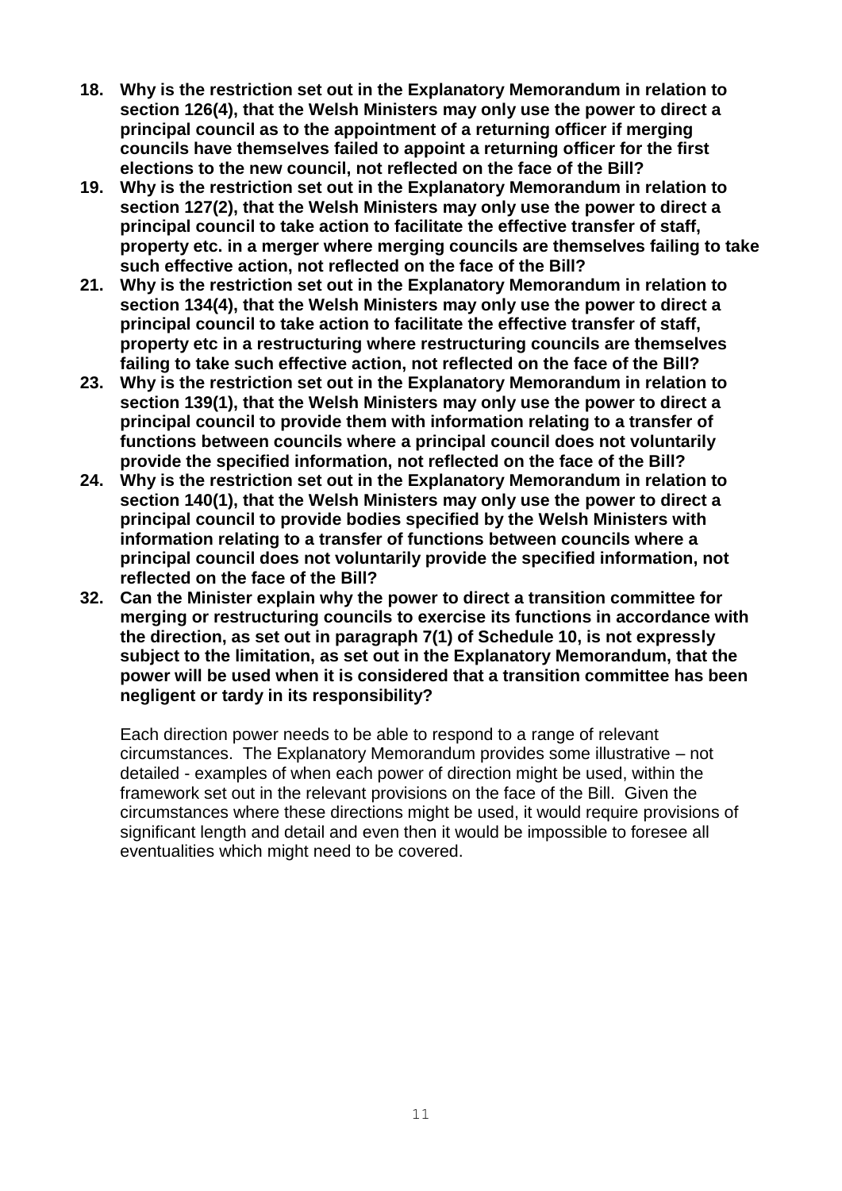**18. Why is the restriction set out in the Explanatory Memorandum in relation to section 126(4), that the Welsh Ministers may only use the power to direct a principal council as to the appointment of a returning officer if merging councils have themselves failed to appoint a returning officer for the first elections to the new council, not reflected on the face of the Bill?**

**19. Why is the restriction set out in the Explanatory Memorandum in relation to section 127(2), that the Welsh Ministers may only use the power to direct a principal council to take action to facilitate the effective transfer of staff, property etc. in a merger where merging councils are themselves failing to take such effective action, not reflected on the face of the Bill?**

**21. Why is the restriction set out in the Explanatory Memorandum in relation to section 134(4), that the Welsh Ministers may only use the power to direct a principal council to take action to facilitate the effective transfer of staff, property etc in a restructuring where restructuring councils are themselves failing to take such effective action, not reflected on the face of the Bill?**

**23. Why is the restriction set out in the Explanatory Memorandum in relation to section 139(1), that the Welsh Ministers may only use the power to direct a principal council to provide them with information relating to a transfer of functions between councils where a principal council does not voluntarily provide the specified information, not reflected on the face of the Bill?**

**24. Why is the restriction set out in the Explanatory Memorandum in relation to section 140(1), that the Welsh Ministers may only use the power to direct a principal council to provide bodies specified by the Welsh Ministers with information relating to a transfer of functions between councils where a principal council does not voluntarily provide the specified information, not reflected on the face of the Bill?**

**32. Can the Minister explain why the power to direct a transition committee for merging or restructuring councils to exercise its functions in accordance with the direction, as set out in paragraph 7(1) of Schedule 10, is not expressly subject to the limitation, as set out in the Explanatory Memorandum, that the power will be used when it is considered that a transition committee has been negligent or tardy in its responsibility?**

Each direction power needs to be able to respond to a range of relevant circumstances. The Explanatory Memorandum provides some illustrative – not detailed - examples of when each power of direction might be used, within the framework set out in the relevant provisions on the face of the Bill. Given the circumstances where these directions might be used, it would require provisions of significant length and detail and even then it would be impossible to foresee all eventualities which might need to be covered.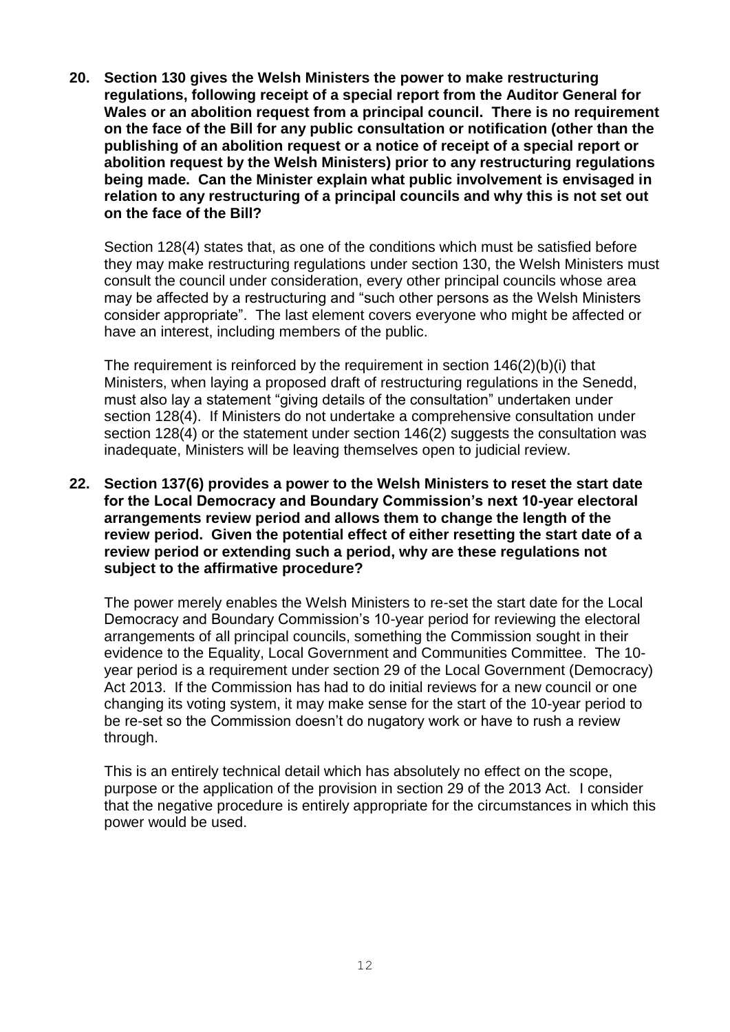**20. Section 130 gives the Welsh Ministers the power to make restructuring regulations, following receipt of a special report from the Auditor General for Wales or an abolition request from a principal council. There is no requirement on the face of the Bill for any public consultation or notification (other than the publishing of an abolition request or a notice of receipt of a special report or abolition request by the Welsh Ministers) prior to any restructuring regulations being made. Can the Minister explain what public involvement is envisaged in relation to any restructuring of a principal councils and why this is not set out on the face of the Bill?**

Section 128(4) states that, as one of the conditions which must be satisfied before they may make restructuring regulations under section 130, the Welsh Ministers must consult the council under consideration, every other principal councils whose area may be affected by a restructuring and "such other persons as the Welsh Ministers consider appropriate". The last element covers everyone who might be affected or have an interest, including members of the public.

The requirement is reinforced by the requirement in section 146(2)(b)(i) that Ministers, when laying a proposed draft of restructuring regulations in the Senedd, must also lay a statement "giving details of the consultation" undertaken under section 128(4). If Ministers do not undertake a comprehensive consultation under section 128(4) or the statement under section 146(2) suggests the consultation was inadequate, Ministers will be leaving themselves open to judicial review.

**22. Section 137(6) provides a power to the Welsh Ministers to reset the start date for the Local Democracy and Boundary Commission's next 10-year electoral arrangements review period and allows them to change the length of the review period. Given the potential effect of either resetting the start date of a review period or extending such a period, why are these regulations not subject to the affirmative procedure?**

The power merely enables the Welsh Ministers to re-set the start date for the Local Democracy and Boundary Commission's 10-year period for reviewing the electoral arrangements of all principal councils, something the Commission sought in their evidence to the Equality, Local Government and Communities Committee. The 10-year period is a requirement under section 29 of the Local Government (Democracy) Act 2013. If the Commission has had to do initial reviews for a new council or one changing its voting system, it may make sense for the start of the 10-year period to be re-set so the Commission doesn't do nugatory work or have to rush a review through.

This is an entirely technical detail which has absolutely no effect on the scope, purpose or the application of the provision in section 29 of the 2013 Act. I consider that the negative procedure is entirely appropriate for the circumstances in which this power would be used.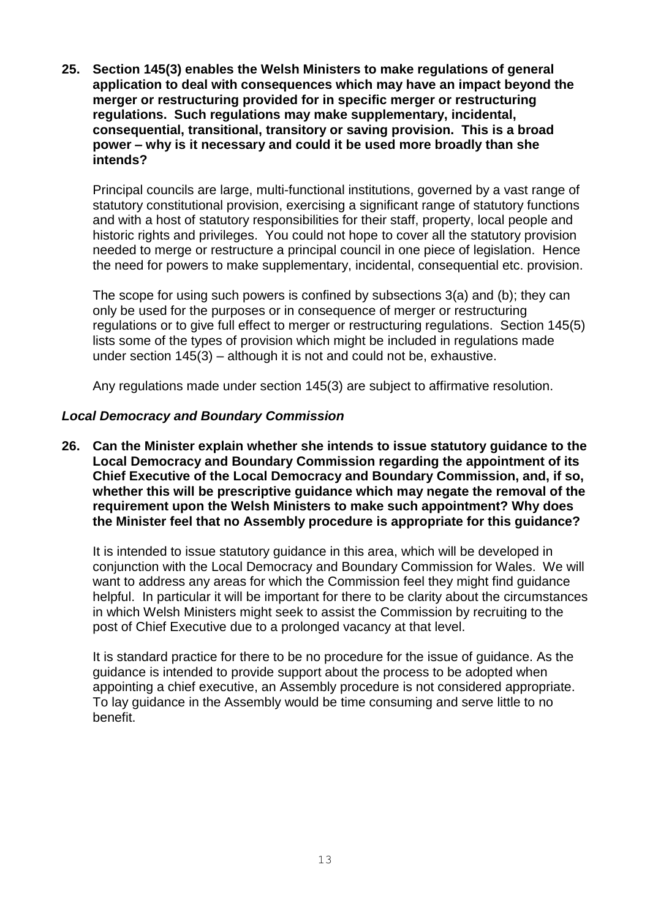**25. Section 145(3) enables the Welsh Ministers to make regulations of general application to deal with consequences which may have an impact beyond the merger or restructuring provided for in specific merger or restructuring regulations. Such regulations may make supplementary, incidental, consequential, transitional, transitory or saving provision. This is a broad power – why is it necessary and could it be used more broadly than she intends?**

Principal councils are large, multi-functional institutions, governed by a vast range of statutory constitutional provision, exercising a significant range of statutory functions and with a host of statutory responsibilities for their staff, property, local people and historic rights and privileges. You could not hope to cover all the statutory provision needed to merge or restructure a principal council in one piece of legislation. Hence the need for powers to make supplementary, incidental, consequential etc. provision.

The scope for using such powers is confined by subsections 3(a) and (b); they can only be used for the purposes or in consequence of merger or restructuring regulations or to give full effect to merger or restructuring regulations. Section 145(5) lists some of the types of provision which might be included in regulations made under section 145(3) – although it is not and could not be, exhaustive.

Any regulations made under section 145(3) are subject to affirmative resolution.

### *Local Democracy and Boundary Commission*

**26. Can the Minister explain whether she intends to issue statutory guidance to the Local Democracy and Boundary Commission regarding the appointment of its Chief Executive of the Local Democracy and Boundary Commission, and, if so, whether this will be prescriptive guidance which may negate the removal of the requirement upon the Welsh Ministers to make such appointment? Why does the Minister feel that no Assembly procedure is appropriate for this guidance?**

It is intended to issue statutory guidance in this area, which will be developed in conjunction with the Local Democracy and Boundary Commission for Wales. We will want to address any areas for which the Commission feel they might find guidance helpful. In particular it will be important for there to be clarity about the circumstances in which Welsh Ministers might seek to assist the Commission by recruiting to the post of Chief Executive due to a prolonged vacancy at that level.

It is standard practice for there to be no procedure for the issue of guidance. As the guidance is intended to provide support about the process to be adopted when appointing a chief executive, an Assembly procedure is not considered appropriate. To lay guidance in the Assembly would be time consuming and serve little to no benefit.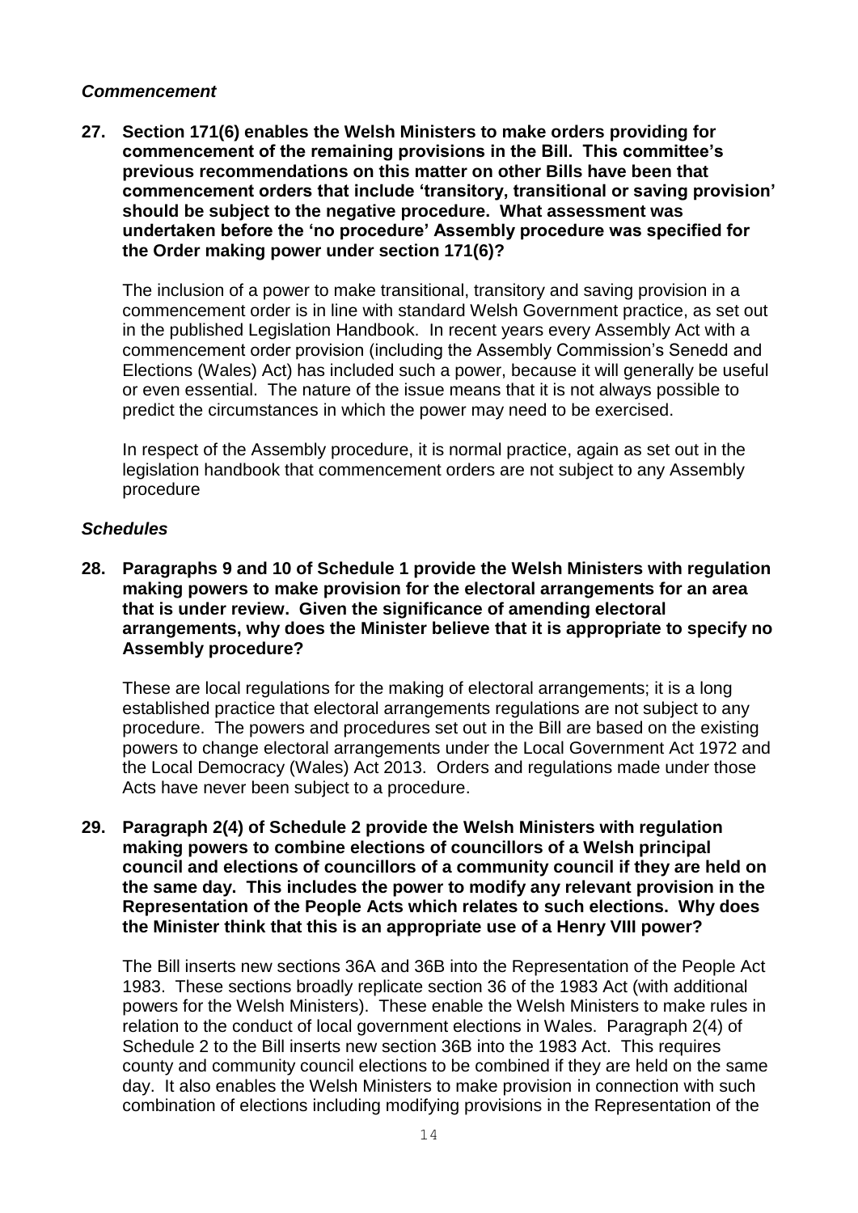### *Commencement*

**27. Section 171(6) enables the Welsh Ministers to make orders providing for commencement of the remaining provisions in the Bill. This committee's previous recommendations on this matter on other Bills have been that commencement orders that include 'transitory, transitional or saving provision' should be subject to the negative procedure. What assessment was undertaken before the 'no procedure' Assembly procedure was specified for the Order making power under section 171(6)?**

The inclusion of a power to make transitional, transitory and saving provision in a commencement order is in line with standard Welsh Government practice, as set out in the published Legislation Handbook. In recent years every Assembly Act with a commencement order provision (including the Assembly Commission's Senedd and Elections (Wales) Act) has included such a power, because it will generally be useful or even essential. The nature of the issue means that it is not always possible to predict the circumstances in which the power may need to be exercised.

In respect of the Assembly procedure, it is normal practice, again as set out in the legislation handbook that commencement orders are not subject to any Assembly procedure

### *Schedules*

**28. Paragraphs 9 and 10 of Schedule 1 provide the Welsh Ministers with regulation making powers to make provision for the electoral arrangements for an area that is under review. Given the significance of amending electoral arrangements, why does the Minister believe that it is appropriate to specify no Assembly procedure?**

These are local regulations for the making of electoral arrangements; it is a long established practice that electoral arrangements regulations are not subject to any procedure. The powers and procedures set out in the Bill are based on the existing powers to change electoral arrangements under the Local Government Act 1972 and the Local Democracy (Wales) Act 2013. Orders and regulations made under those Acts have never been subject to a procedure.

**29. Paragraph 2(4) of Schedule 2 provide the Welsh Ministers with regulation making powers to combine elections of councillors of a Welsh principal council and elections of councillors of a community council if they are held on the same day. This includes the power to modify any relevant provision in the Representation of the People Acts which relates to such elections. Why does the Minister think that this is an appropriate use of a Henry VIII power?**

The Bill inserts new sections 36A and 36B into the Representation of the People Act 1983. These sections broadly replicate section 36 of the 1983 Act (with additional powers for the Welsh Ministers). These enable the Welsh Ministers to make rules in relation to the conduct of local government elections in Wales. Paragraph 2(4) of Schedule 2 to the Bill inserts new section 36B into the 1983 Act. This requires county and community council elections to be combined if they are held on the same day. It also enables the Welsh Ministers to make provision in connection with such combination of elections including modifying provisions in the Representation of the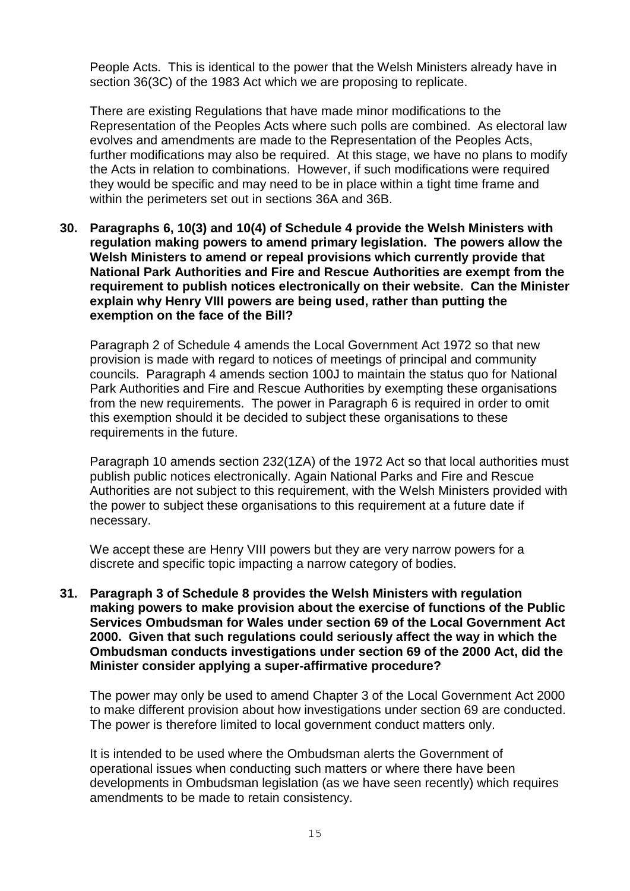People Acts. This is identical to the power that the Welsh Ministers already have in section 36(3C) of the 1983 Act which we are proposing to replicate.

There are existing Regulations that have made minor modifications to the Representation of the Peoples Acts where such polls are combined. As electoral law evolves and amendments are made to the Representation of the Peoples Acts, further modifications may also be required. At this stage, we have no plans to modify the Acts in relation to combinations. However, if such modifications were required they would be specific and may need to be in place within a tight time frame and within the perimeters set out in sections 36A and 36B.

**30. Paragraphs 6, 10(3) and 10(4) of Schedule 4 provide the Welsh Ministers with regulation making powers to amend primary legislation. The powers allow the Welsh Ministers to amend or repeal provisions which currently provide that National Park Authorities and Fire and Rescue Authorities are exempt from the requirement to publish notices electronically on their website. Can the Minister explain why Henry VIII powers are being used, rather than putting the exemption on the face of the Bill?**

Paragraph 2 of Schedule 4 amends the Local Government Act 1972 so that new provision is made with regard to notices of meetings of principal and community councils. Paragraph 4 amends section 100J to maintain the status quo for National Park Authorities and Fire and Rescue Authorities by exempting these organisations from the new requirements. The power in Paragraph 6 is required in order to omit this exemption should it be decided to subject these organisations to these requirements in the future.

Paragraph 10 amends section 232(1ZA) of the 1972 Act so that local authorities must publish public notices electronically. Again National Parks and Fire and Rescue Authorities are not subject to this requirement, with the Welsh Ministers provided with the power to subject these organisations to this requirement at a future date if necessary.

We accept these are Henry VIII powers but they are very narrow powers for a discrete and specific topic impacting a narrow category of bodies.

**31. Paragraph 3 of Schedule 8 provides the Welsh Ministers with regulation making powers to make provision about the exercise of functions of the Public Services Ombudsman for Wales under section 69 of the Local Government Act 2000. Given that such regulations could seriously affect the way in which the Ombudsman conducts investigations under section 69 of the 2000 Act, did the Minister consider applying a super-affirmative procedure?**

The power may only be used to amend Chapter 3 of the Local Government Act 2000 to make different provision about how investigations under section 69 are conducted. The power is therefore limited to local government conduct matters only.

It is intended to be used where the Ombudsman alerts the Government of operational issues when conducting such matters or where there have been developments in Ombudsman legislation (as we have seen recently) which requires amendments to be made to retain consistency.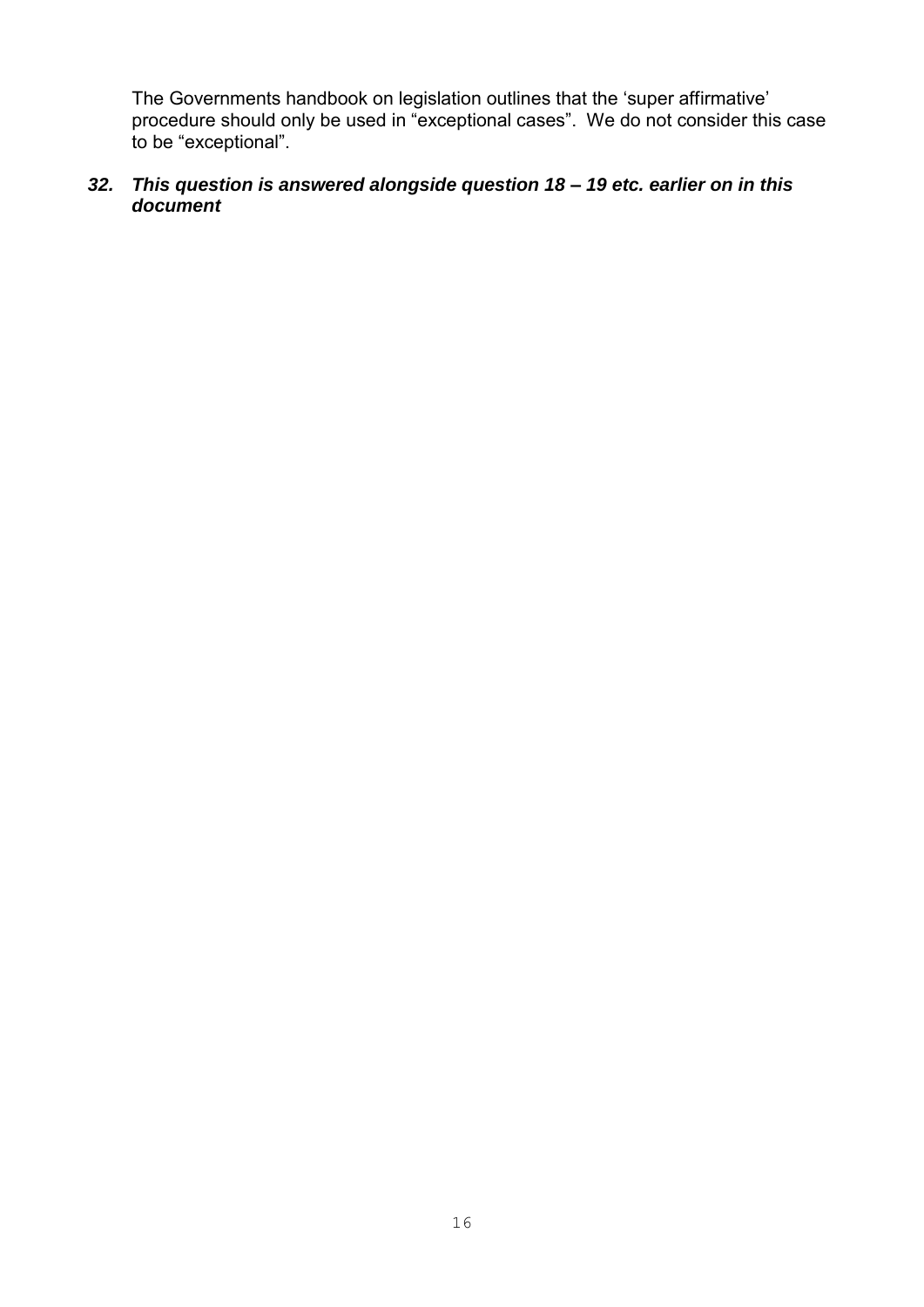The Governments handbook on legislation outlines that the 'super affirmative' procedure should only be used in "exceptional cases". We do not consider this case to be "exceptional".

***32. This question is answered alongside question 18 – 19 etc. earlier on in this document***